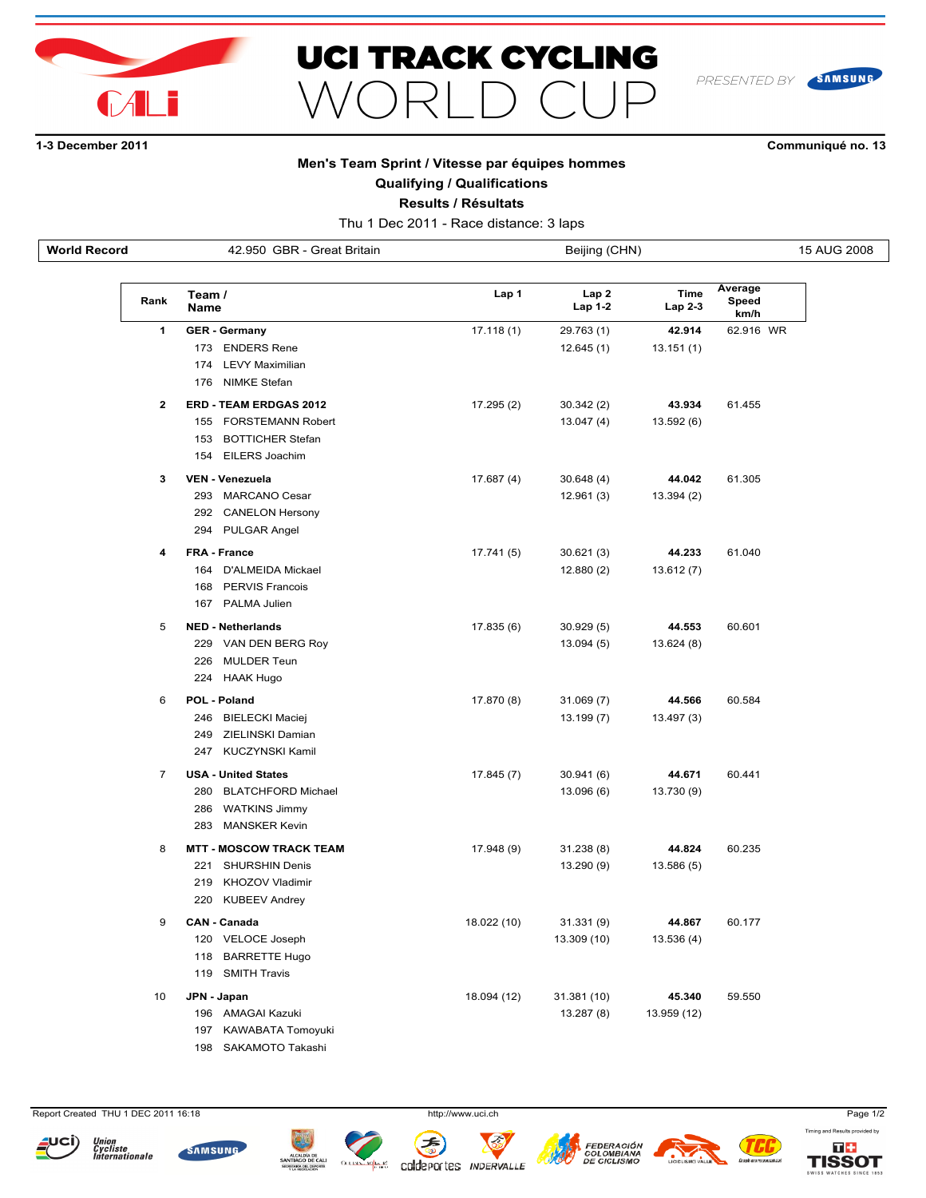# UCI TRACK CYCLING WORLD CUP

PRESENTED BY SAMSUNG

**1-3 December 2011** **Communiqué no. 13**

## Men's Team Sprint / Vitesse par équipes hommes

### Qualifying / Qualifications

### Results / Résultats

Thu 1 Dec 2011 - Race distance: 3 laps

| World Record | 42.950 GBR - Great Britain | Beijing (CHN) | 15 AUG 2008 |
|---|---|---|---|

| Rank | Team / Name | Lap 1 | Lap 2 / Lap 1-2 | Time / Lap 2-3 | Average Speed km/h |
|---|---|---|---|---|---|
| **1** | **GER - Germany** | 17.118 (1) | 29.763 (1) | **42.914** | 62.916 WR |
| | 173 ENDERS Rene | | 12.645 (1) | 13.151 (1) | |
| | 174 LEVY Maximilian | | | | |
| | 176 NIMKE Stefan | | | | |
| **2** | **ERD - TEAM ERDGAS 2012** | 17.295 (2) | 30.342 (2) | **43.934** | 61.455 |
| | 155 FORSTEMANN Robert | | 13.047 (4) | 13.592 (6) | |
| | 153 BOTTICHER Stefan | | | | |
| | 154 EILERS Joachim | | | | |
| **3** | **VEN - Venezuela** | 17.687 (4) | 30.648 (4) | **44.042** | 61.305 |
| | 293 MARCANO Cesar | | 12.961 (3) | 13.394 (2) | |
| | 292 CANELON Hersony | | | | |
| | 294 PULGAR Angel | | | | |
| **4** | **FRA - France** | 17.741 (5) | 30.621 (3) | **44.233** | 61.040 |
| | 164 D'ALMEIDA Mickael | | 12.880 (2) | 13.612 (7) | |
| | 168 PERVIS Francois | | | | |
| | 167 PALMA Julien | | | | |
| 5 | **NED - Netherlands** | 17.835 (6) | 30.929 (5) | **44.553** | 60.601 |
| | 229 VAN DEN BERG Roy | | 13.094 (5) | 13.624 (8) | |
| | 226 MULDER Teun | | | | |
| | 224 HAAK Hugo | | | | |
| 6 | **POL - Poland** | 17.870 (8) | 31.069 (7) | **44.566** | 60.584 |
| | 246 BIELECKI Maciej | | 13.199 (7) | 13.497 (3) | |
| | 249 ZIELINSKI Damian | | | | |
| | 247 KUCZYNSKI Kamil | | | | |
| 7 | **USA - United States** | 17.845 (7) | 30.941 (6) | **44.671** | 60.441 |
| | 280 BLATCHFORD Michael | | 13.096 (6) | 13.730 (9) | |
| | 286 WATKINS Jimmy | | | | |
| | 283 MANSKER Kevin | | | | |
| 8 | **MTT - MOSCOW TRACK TEAM** | 17.948 (9) | 31.238 (8) | **44.824** | 60.235 |
| | 221 SHURSHIN Denis | | 13.290 (9) | 13.586 (5) | |
| | 219 KHOZOV Vladimir | | | | |
| | 220 KUBEEV Andrey | | | | |
| 9 | **CAN - Canada** | 18.022 (10) | 31.331 (9) | **44.867** | 60.177 |
| | 120 VELOCE Joseph | | 13.309 (10) | 13.536 (4) | |
| | 118 BARRETTE Hugo | | | | |
| | 119 SMITH Travis | | | | |
| 10 | **JPN - Japan** | 18.094 (12) | 31.381 (10) | **45.340** | 59.550 |
| | 196 AMAGAI Kazuki | | 13.287 (8) | 13.959 (12) | |
| | 197 KAWABATA Tomoyuki | | | | |
| | 198 SAKAMOTO Takashi | | | | |

Report Created THU 1 DEC 2011 16:18 http://www.uci.ch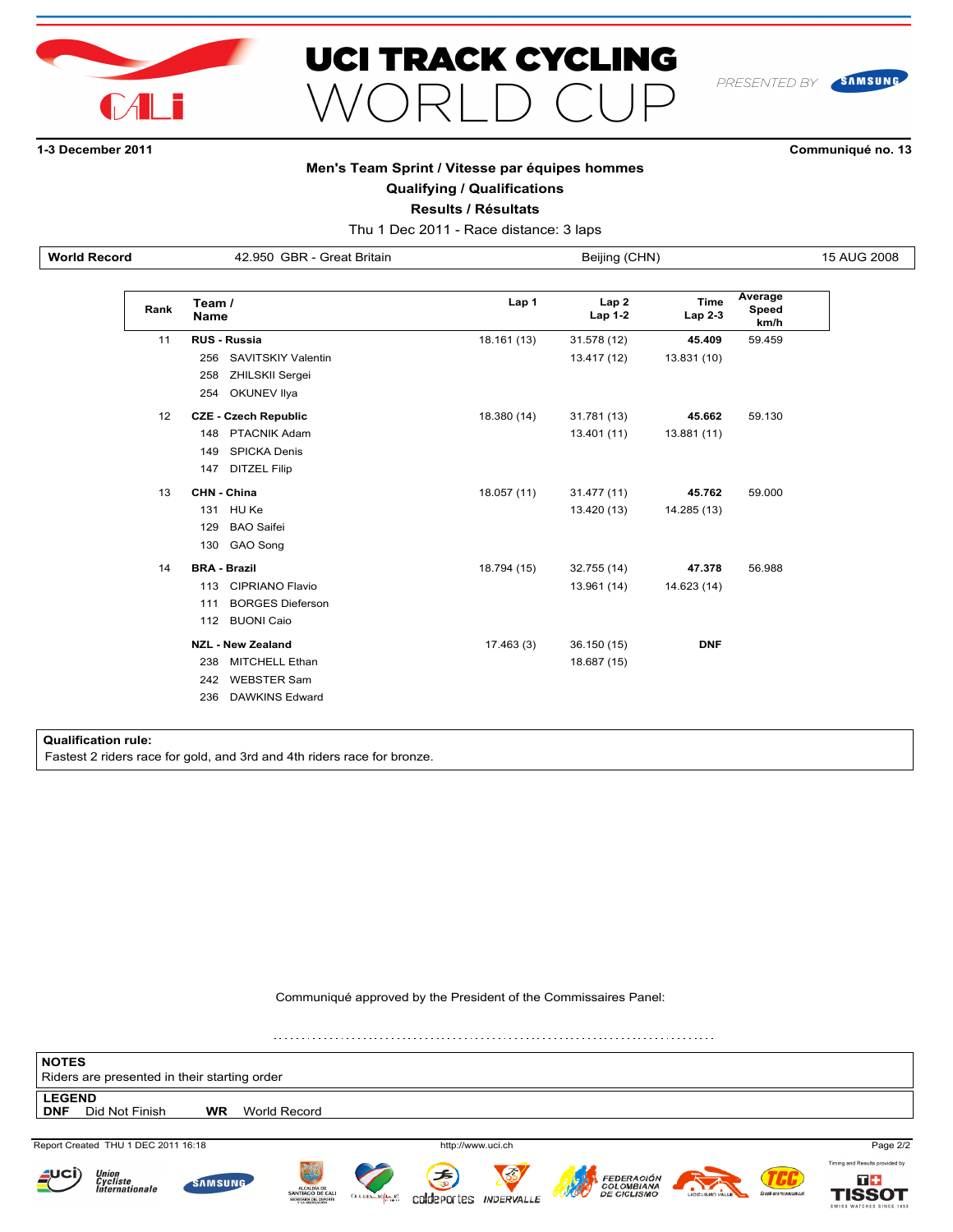# UCI TRACK CYCLING WORLD CUP

PRESENTED BY SAMSUNG

**1-3 December 2011** **Communiqué no. 13**

**Men's Team Sprint / Vitesse par équipes hommes**

**Qualifying / Qualifications**

**Results / Résultats**

Thu 1 Dec 2011 - Race distance: 3 laps

| World Record | 42.950 GBR - Great Britain | Beijing (CHN) | 15 AUG 2008 |
|---|---|---|---|

| Rank | Team / Name | Lap 1 | Lap 2 / Lap 1-2 | Time / Lap 2-3 | Average Speed km/h |
|---|---|---|---|---|---|
| 11 | **RUS - Russia** | 18.161 (13) | 31.578 (12) | **45.409** | 59.459 |
| | 256 SAVITSKIY Valentin | | 13.417 (12) | 13.831 (10) | |
| | 258 ZHILSKII Sergei | | | | |
| | 254 OKUNEV Ilya | | | | |
| 12 | **CZE - Czech Republic** | 18.380 (14) | 31.781 (13) | **45.662** | 59.130 |
| | 148 PTACNIK Adam | | 13.401 (11) | 13.881 (11) | |
| | 149 SPICKA Denis | | | | |
| | 147 DITZEL Filip | | | | |
| 13 | **CHN - China** | 18.057 (11) | 31.477 (11) | **45.762** | 59.000 |
| | 131 HU Ke | | 13.420 (13) | 14.285 (13) | |
| | 129 BAO Saifei | | | | |
| | 130 GAO Song | | | | |
| 14 | **BRA - Brazil** | 18.794 (15) | 32.755 (14) | **47.378** | 56.988 |
| | 113 CIPRIANO Flavio | | 13.961 (14) | 14.623 (14) | |
| | 111 BORGES Dieferson | | | | |
| | 112 BUONI Caio | | | | |
| | **NZL - New Zealand** | 17.463 (3) | 36.150 (15) | **DNF** | |
| | 238 MITCHELL Ethan | | 18.687 (15) | | |
| | 242 WEBSTER Sam | | | | |
| | 236 DAWKINS Edward | | | | |

**Qualification rule:**
Fastest 2 riders race for gold, and 3rd and 4th riders race for bronze.

Communiqué approved by the President of the Commissaires Panel:

..................................................................................

**NOTES**
Riders are presented in their starting order

**LEGEND**
**DNF** Did Not Finish **WR** World Record

Report Created THU 1 DEC 2011 16:18 http://www.uci.ch

Timing and Results provided by TISSOT